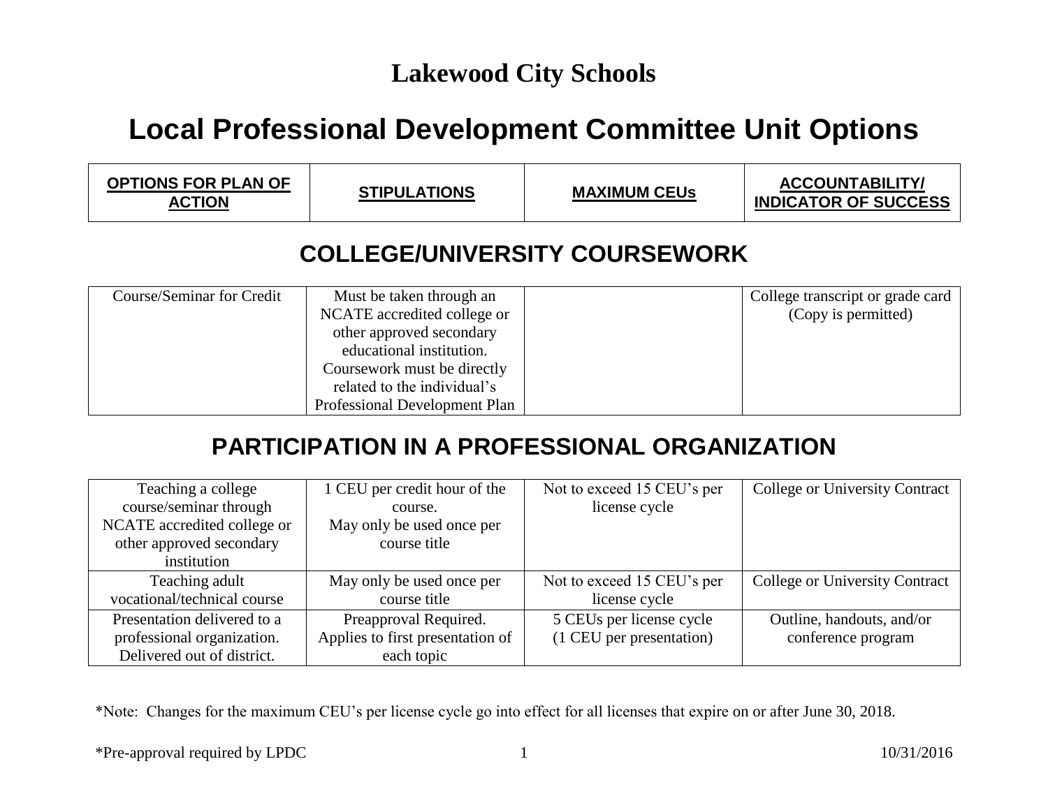# Lakewood City Schools

# Local Professional Development Committee Unit Options

| OPTIONS FOR PLAN OF ACTION | STIPULATIONS | MAXIMUM CEUs | ACCOUNTABILITY/ INDICATOR OF SUCCESS |
|---|---|---|---|

## COLLEGE/UNIVERSITY COURSEWORK

| OPTIONS FOR PLAN OF ACTION | STIPULATIONS | MAXIMUM CEUs | ACCOUNTABILITY/ INDICATOR OF SUCCESS |
|---|---|---|---|
| Course/Seminar for Credit | Must be taken through an NCATE accredited college or other approved secondary educational institution. Coursework must be directly related to the individual's Professional Development Plan | | College transcript or grade card (Copy is permitted) |

## PARTICIPATION IN A PROFESSIONAL ORGANIZATION

| OPTIONS FOR PLAN OF ACTION | STIPULATIONS | MAXIMUM CEUs | ACCOUNTABILITY/ INDICATOR OF SUCCESS |
|---|---|---|---|
| Teaching a college course/seminar through NCATE accredited college or other approved secondary institution | 1 CEU per credit hour of the course. May only be used once per course title | Not to exceed 15 CEU's per license cycle | College or University Contract |
| Teaching adult vocational/technical course | May only be used once per course title | Not to exceed 15 CEU's per license cycle | College or University Contract |
| Presentation delivered to a professional organization. Delivered out of district. | Preapproval Required. Applies to first presentation of each topic | 5 CEUs per license cycle (1 CEU per presentation) | Outline, handouts, and/or conference program |

*Note: Changes for the maximum CEU's per license cycle go into effect for all licenses that expire on or after June 30, 2018.

*Pre-approval required by LPDC

10/31/2016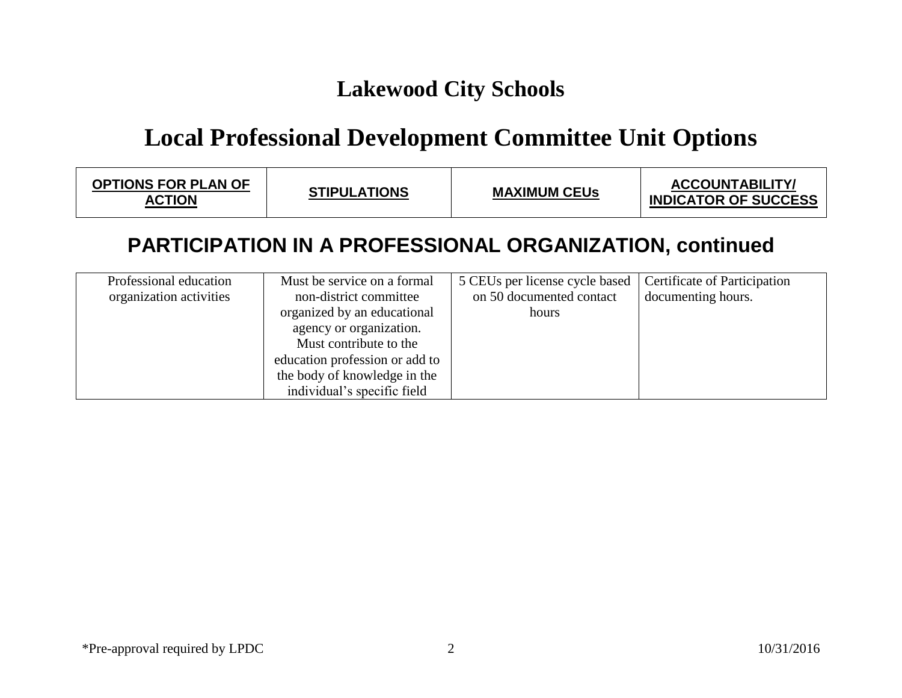# Lakewood City Schools

# Local Professional Development Committee Unit Options

## PARTICIPATION IN A PROFESSIONAL ORGANIZATION, continued

| OPTIONS FOR PLAN OF ACTION | STIPULATIONS | MAXIMUM CEUs | ACCOUNTABILITY/ INDICATOR OF SUCCESS |
|---|---|---|---|
| Professional education organization activities | Must be service on a formal non-district committee organized by an educational agency or organization. Must contribute to the education profession or add to the body of knowledge in the individual's specific field | 5 CEUs per license cycle based on 50 documented contact hours | Certificate of Participation documenting hours. |

*Pre-approval required by LPDC

10/31/2016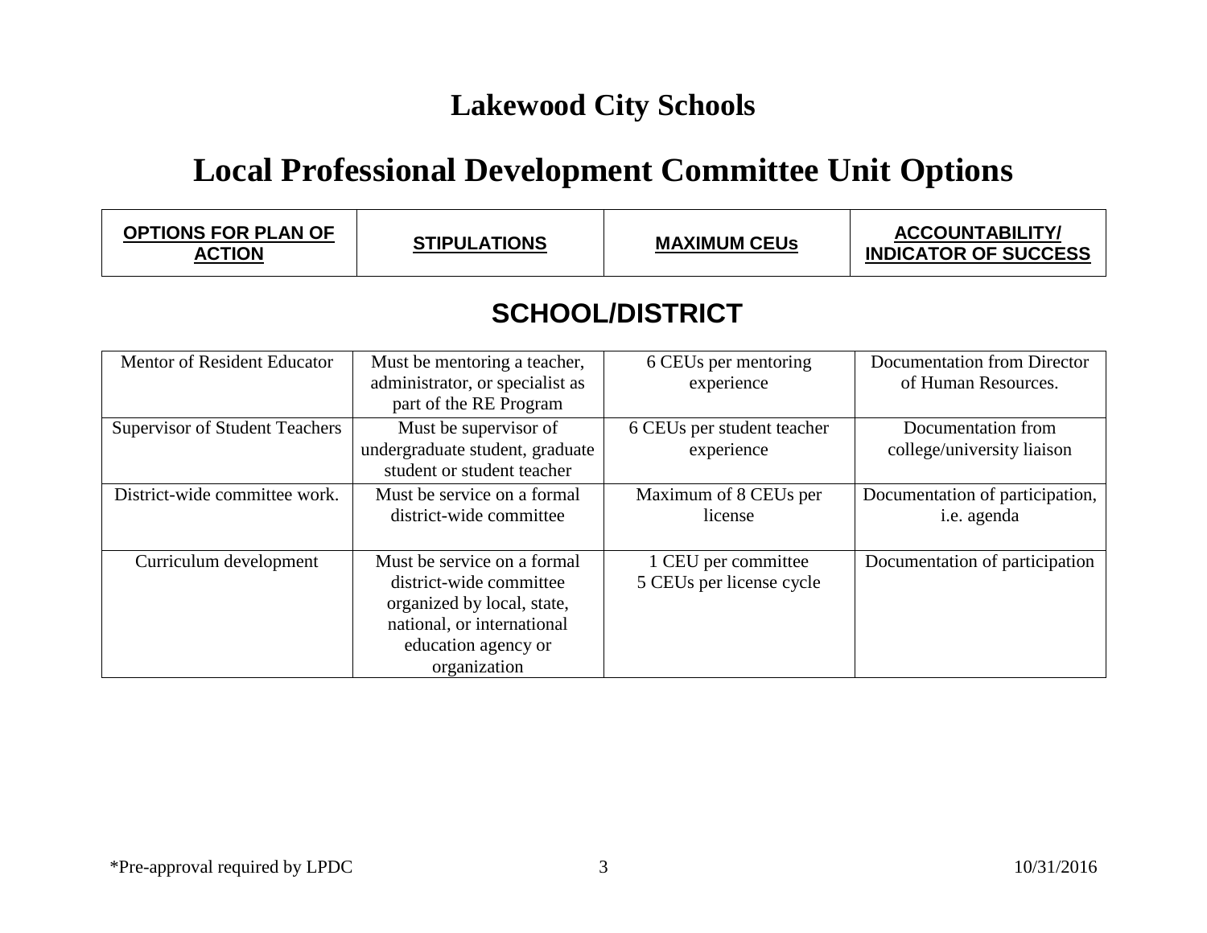# Lakewood City Schools

# Local Professional Development Committee Unit Options

| OPTIONS FOR PLAN OF ACTION | STIPULATIONS | MAXIMUM CEUs | ACCOUNTABILITY/ INDICATOR OF SUCCESS |
|---|---|---|---|

## SCHOOL/DISTRICT

| OPTIONS FOR PLAN OF ACTION | STIPULATIONS | MAXIMUM CEUs | ACCOUNTABILITY/ INDICATOR OF SUCCESS |
|---|---|---|---|
| Mentor of Resident Educator | Must be mentoring a teacher, administrator, or specialist as part of the RE Program | 6 CEUs per mentoring experience | Documentation from Director of Human Resources. |
| Supervisor of Student Teachers | Must be supervisor of undergraduate student, graduate student or student teacher | 6 CEUs per student teacher experience | Documentation from college/university liaison |
| District-wide committee work. | Must be service on a formal district-wide committee | Maximum of 8 CEUs per license | Documentation of participation, i.e. agenda |
| Curriculum development | Must be service on a formal district-wide committee organized by local, state, national, or international education agency or organization | 1 CEU per committee<br>5 CEUs per license cycle | Documentation of participation |

*Pre-approval required by LPDC

10/31/2016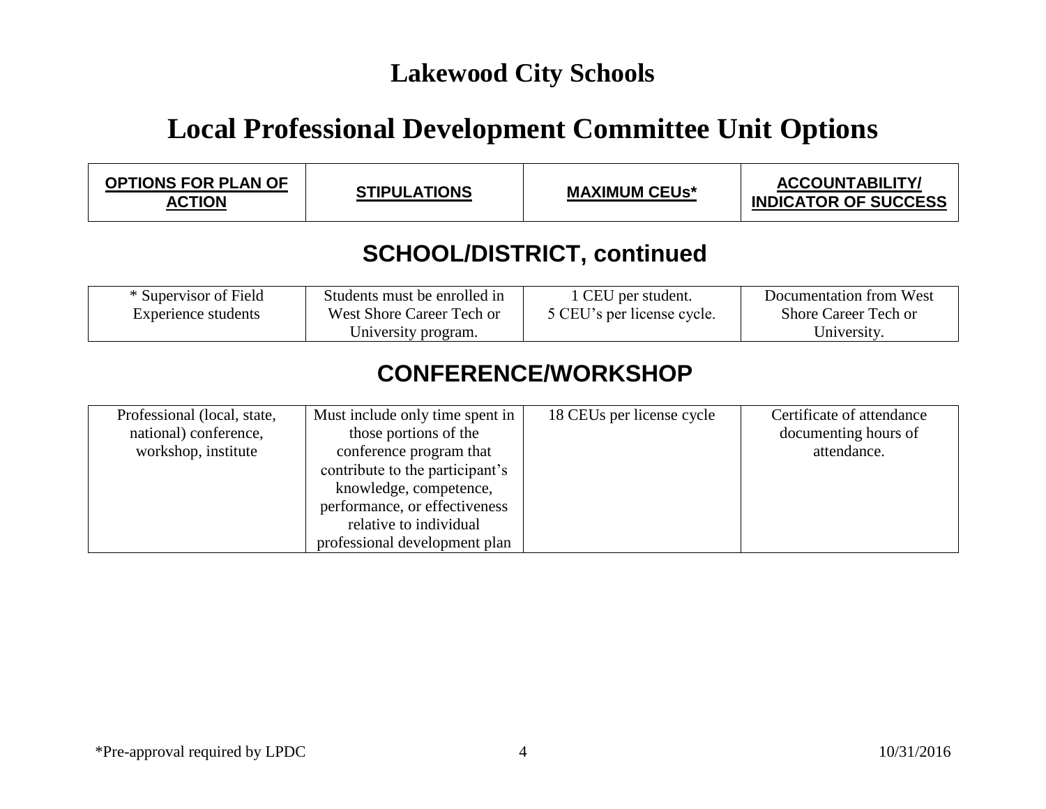# Lakewood City Schools

# Local Professional Development Committee Unit Options

| OPTIONS FOR PLAN OF ACTION | STIPULATIONS | MAXIMUM CEUs* | ACCOUNTABILITY/ INDICATOR OF SUCCESS |
|---|---|---|---|

## SCHOOL/DISTRICT, continued

| OPTIONS FOR PLAN OF ACTION | STIPULATIONS | MAXIMUM CEUs* | ACCOUNTABILITY/ INDICATOR OF SUCCESS |
|---|---|---|---|
| * Supervisor of Field Experience students | Students must be enrolled in West Shore Career Tech or University program. | 1 CEU per student. 5 CEU's per license cycle. | Documentation from West Shore Career Tech or University. |

## CONFERENCE/WORKSHOP

| OPTIONS FOR PLAN OF ACTION | STIPULATIONS | MAXIMUM CEUs* | ACCOUNTABILITY/ INDICATOR OF SUCCESS |
|---|---|---|---|
| Professional (local, state, national) conference, workshop, institute | Must include only time spent in those portions of the conference program that contribute to the participant's knowledge, competence, performance, or effectiveness relative to individual professional development plan | 18 CEUs per license cycle | Certificate of attendance documenting hours of attendance. |

*Pre-approval required by LPDC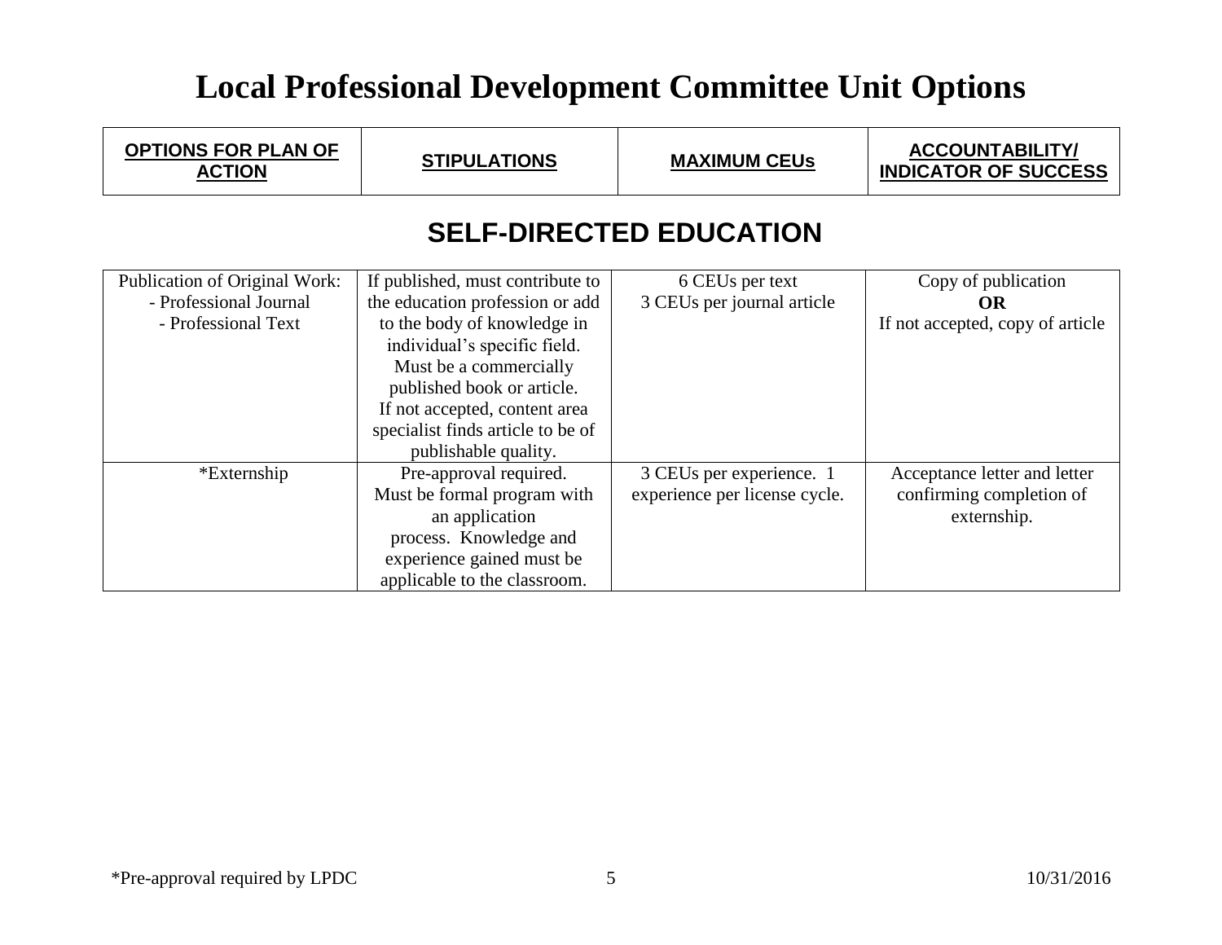# Local Professional Development Committee Unit Options

| OPTIONS FOR PLAN OF ACTION | STIPULATIONS | MAXIMUM CEUs | ACCOUNTABILITY/ INDICATOR OF SUCCESS |
|---|---|---|---|
| **SELF-DIRECTED EDUCATION** | | | |
| Publication of Original Work:<br>- Professional Journal<br>- Professional Text | If published, must contribute to the education profession or add to the body of knowledge in individual's specific field. Must be a commercially published book or article. If not accepted, content area specialist finds article to be of publishable quality. | 6 CEUs per text<br>3 CEUs per journal article | Copy of publication<br>**OR**<br>If not accepted, copy of article |
| *Externship | Pre-approval required. Must be formal program with an application process. Knowledge and experience gained must be applicable to the classroom. | 3 CEUs per experience. 1 experience per license cycle. | Acceptance letter and letter confirming completion of externship. |

*Pre-approval required by LPDC

10/31/2016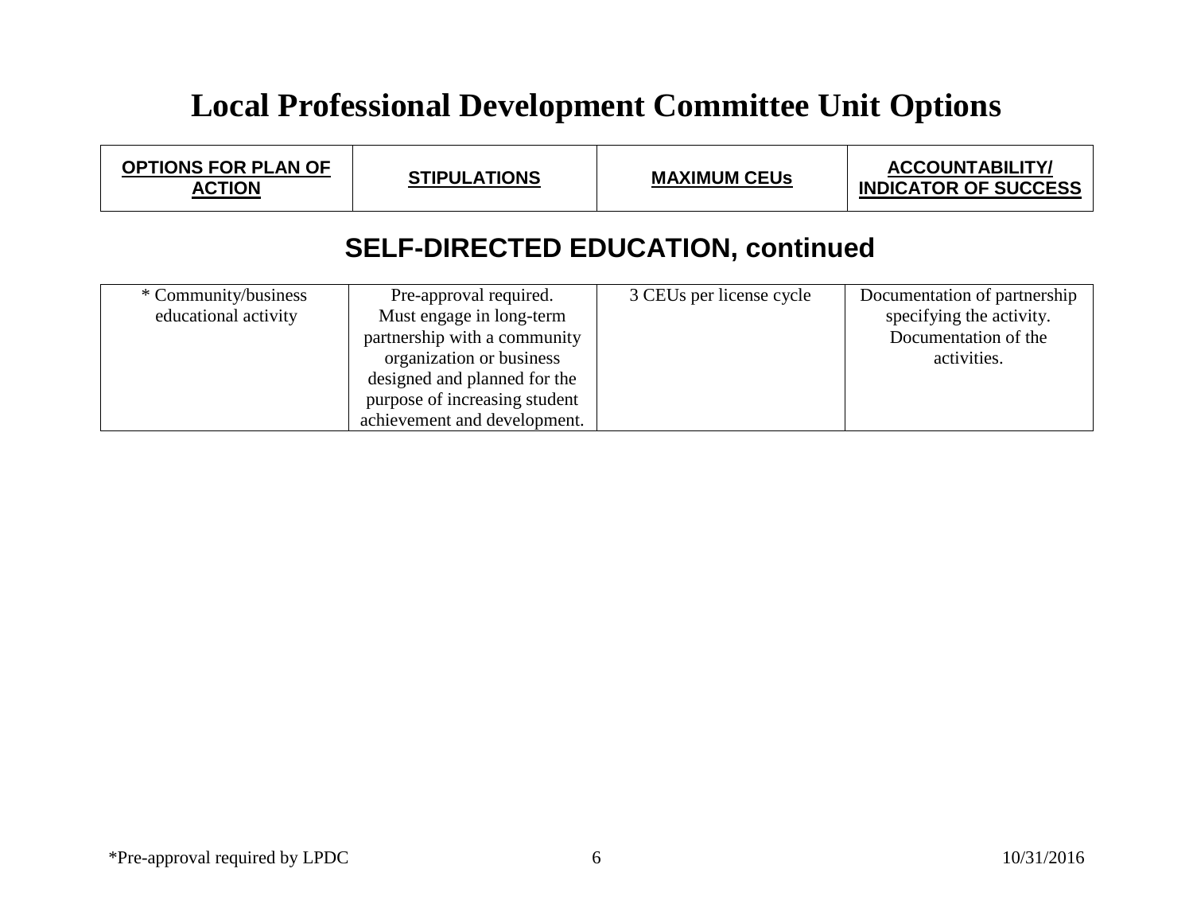# Local Professional Development Committee Unit Options

## SELF-DIRECTED EDUCATION, continued

| OPTIONS FOR PLAN OF ACTION | STIPULATIONS | MAXIMUM CEUs | ACCOUNTABILITY/ INDICATOR OF SUCCESS |
|---|---|---|---|
| * Community/business educational activity | Pre-approval required. Must engage in long-term partnership with a community organization or business designed and planned for the purpose of increasing student achievement and development. | 3 CEUs per license cycle | Documentation of partnership specifying the activity. Documentation of the activities. |

*Pre-approval required by LPDC

10/31/2016